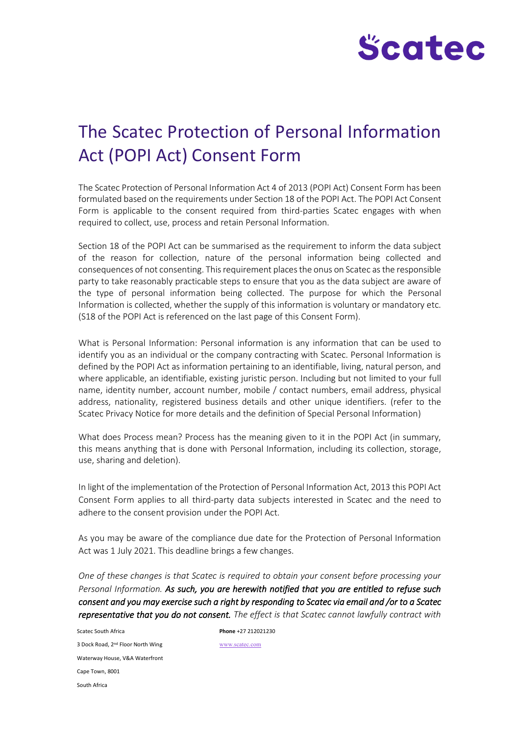# The Scatec Protection of Personal Information Act (POPI Act) Consent Form

The Scatec Protection of Personal Information Act 4 of 2013 (POPI Act) Consent Form has been formulated based on the requirements under Section 18 of the POPI Act. The POPI Act Consent Form is applicable to the consent required from third-parties Scatec engages with when required to collect, use, process and retain Personal Information.

Section 18 of the POPI Act can be summarised as the requirement to inform the data subject of the reason for collection, nature of the personal information being collected and consequences of not consenting. This requirement places the onus on Scatec as the responsible party to take reasonably practicable steps to ensure that you as the data subject are aware of the type of personal information being collected. The purpose for which the Personal Information is collected, whether the supply of this information is voluntary or mandatory etc. (S18 of the POPI Act is referenced on the last page of this Consent Form).

What is Personal Information: Personal information is any information that can be used to identify you as an individual or the company contracting with Scatec. Personal Information is defined by the POPI Act as information pertaining to an identifiable, living, natural person, and where applicable, an identifiable, existing juristic person. Including but not limited to your full name, identity number, account number, mobile / contact numbers, email address, physical address, nationality, registered business details and other unique identifiers. (refer to the Scatec Privacy Notice for more details and the definition of Special Personal Information)

What does Process mean? Process has the meaning given to it in the POPI Act (in summary, this means anything that is done with Personal Information, including its collection, storage, use, sharing and deletion).

In light of the implementation of the Protection of Personal Information Act, 2013 this POPI Act Consent Form applies to all third-party data subjects interested in Scatec and the need to adhere to the consent provision under the POPI Act.

As you may be aware of the compliance due date for the Protection of Personal Information Act was 1 July 2021. This deadline brings a few changes.

*One of these changes is that Scatec is required to obtain your consent before processing your Personal Information.* ***As such, you are herewith notified that you are entitled to refuse such consent and you may exercise such a right by responding to Scatec via email and /or to a Scatec representative that you do not consent.*** *The effect is that Scatec cannot lawfully contract with*

Scatec South Africa
3 Dock Road, 2nd Floor North Wing
Waterway House, V&A Waterfront
Cape Town, 8001
South Africa

**Phone** +27 212021230
www.scatec.com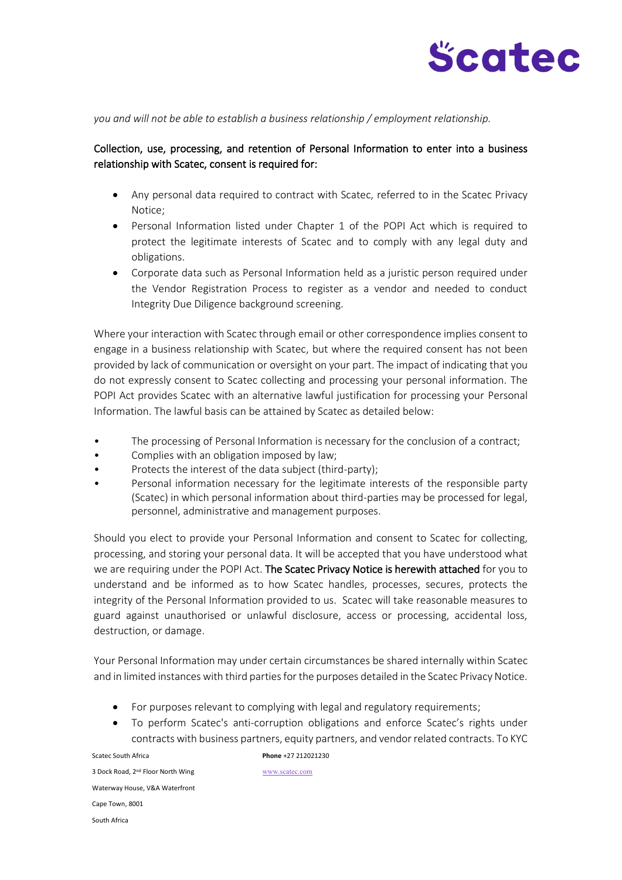*you and will not be able to establish a business relationship / employment relationship.*

Collection, use, processing, and retention of Personal Information to enter into a business relationship with Scatec, consent is required for:

- Any personal data required to contract with Scatec, referred to in the Scatec Privacy Notice;
- Personal Information listed under Chapter 1 of the POPI Act which is required to protect the legitimate interests of Scatec and to comply with any legal duty and obligations.
- Corporate data such as Personal Information held as a juristic person required under the Vendor Registration Process to register as a vendor and needed to conduct Integrity Due Diligence background screening.

Where your interaction with Scatec through email or other correspondence implies consent to engage in a business relationship with Scatec, but where the required consent has not been provided by lack of communication or oversight on your part. The impact of indicating that you do not expressly consent to Scatec collecting and processing your personal information. The POPI Act provides Scatec with an alternative lawful justification for processing your Personal Information. The lawful basis can be attained by Scatec as detailed below:

- The processing of Personal Information is necessary for the conclusion of a contract;
- Complies with an obligation imposed by law;
- Protects the interest of the data subject (third-party);
- Personal information necessary for the legitimate interests of the responsible party (Scatec) in which personal information about third-parties may be processed for legal, personnel, administrative and management purposes.

Should you elect to provide your Personal Information and consent to Scatec for collecting, processing, and storing your personal data. It will be accepted that you have understood what we are requiring under the POPI Act. **The Scatec Privacy Notice is herewith attached** for you to understand and be informed as to how Scatec handles, processes, secures, protects the integrity of the Personal Information provided to us. Scatec will take reasonable measures to guard against unauthorised or unlawful disclosure, access or processing, accidental loss, destruction, or damage.

Your Personal Information may under certain circumstances be shared internally within Scatec and in limited instances with third parties for the purposes detailed in the Scatec Privacy Notice.

- For purposes relevant to complying with legal and regulatory requirements;
- To perform Scatec's anti-corruption obligations and enforce Scatec's rights under contracts with business partners, equity partners, and vendor related contracts. To KYC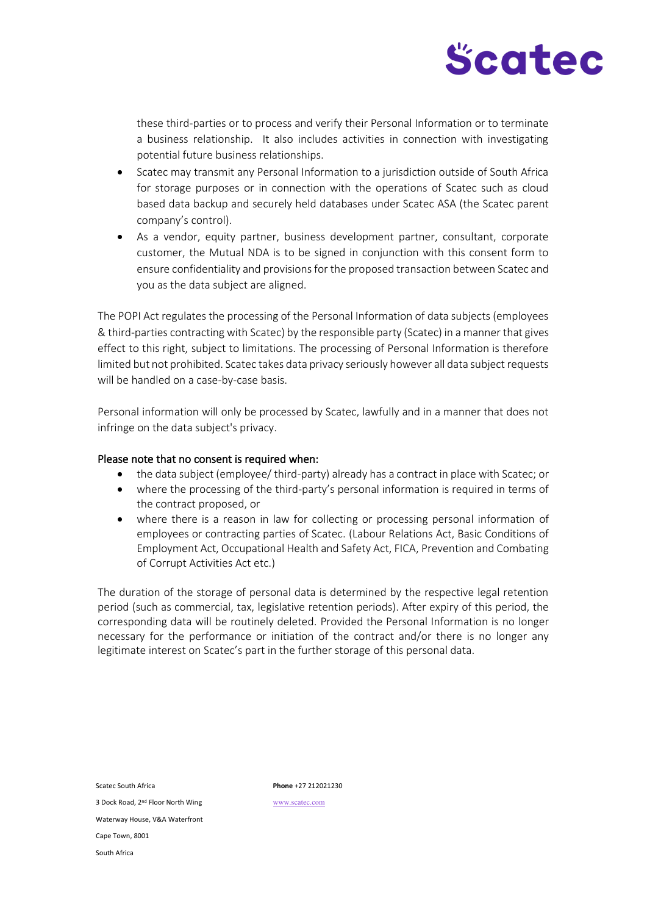these third-parties or to process and verify their Personal Information or to terminate a business relationship. It also includes activities in connection with investigating potential future business relationships.

- Scatec may transmit any Personal Information to a jurisdiction outside of South Africa for storage purposes or in connection with the operations of Scatec such as cloud based data backup and securely held databases under Scatec ASA (the Scatec parent company's control).
- As a vendor, equity partner, business development partner, consultant, corporate customer, the Mutual NDA is to be signed in conjunction with this consent form to ensure confidentiality and provisions for the proposed transaction between Scatec and you as the data subject are aligned.

The POPI Act regulates the processing of the Personal Information of data subjects (employees & third-parties contracting with Scatec) by the responsible party (Scatec) in a manner that gives effect to this right, subject to limitations. The processing of Personal Information is therefore limited but not prohibited. Scatec takes data privacy seriously however all data subject requests will be handled on a case-by-case basis.

Personal information will only be processed by Scatec, lawfully and in a manner that does not infringe on the data subject's privacy.

Please note that no consent is required when:

- the data subject (employee/ third-party) already has a contract in place with Scatec; or
- where the processing of the third-party's personal information is required in terms of the contract proposed, or
- where there is a reason in law for collecting or processing personal information of employees or contracting parties of Scatec. (Labour Relations Act, Basic Conditions of Employment Act, Occupational Health and Safety Act, FICA, Prevention and Combating of Corrupt Activities Act etc.)

The duration of the storage of personal data is determined by the respective legal retention period (such as commercial, tax, legislative retention periods). After expiry of this period, the corresponding data will be routinely deleted. Provided the Personal Information is no longer necessary for the performance or initiation of the contract and/or there is no longer any legitimate interest on Scatec's part in the further storage of this personal data.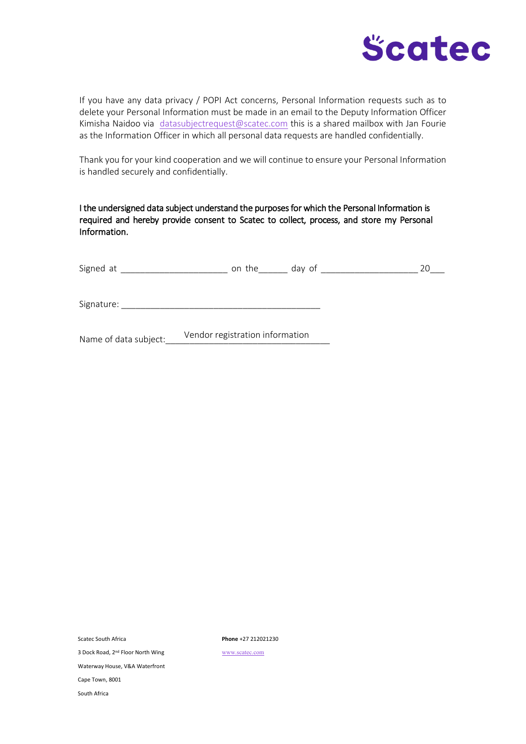If you have any data privacy / POPI Act concerns, Personal Information requests such as to delete your Personal Information must be made in an email to the Deputy Information Officer Kimisha Naidoo via datasubjectrequest@scatec.com this is a shared mailbox with Jan Fourie as the Information Officer in which all personal data requests are handled confidentially.

Thank you for your kind cooperation and we will continue to ensure your Personal Information is handled securely and confidentially.

I the undersigned data subject understand the purposes for which the Personal Information is required and hereby provide consent to Scatec to collect, process, and store my Personal Information.

Signed at ______________________ on the______ day of ____________________ 20___

Signature: __________________________________________

Name of data subject: Vendor registration information

Scatec South Africa
3 Dock Road, 2nd Floor North Wing
Waterway House, V&A Waterfront
Cape Town, 8001
South Africa

**Phone** +27 212021230
www.scatec.com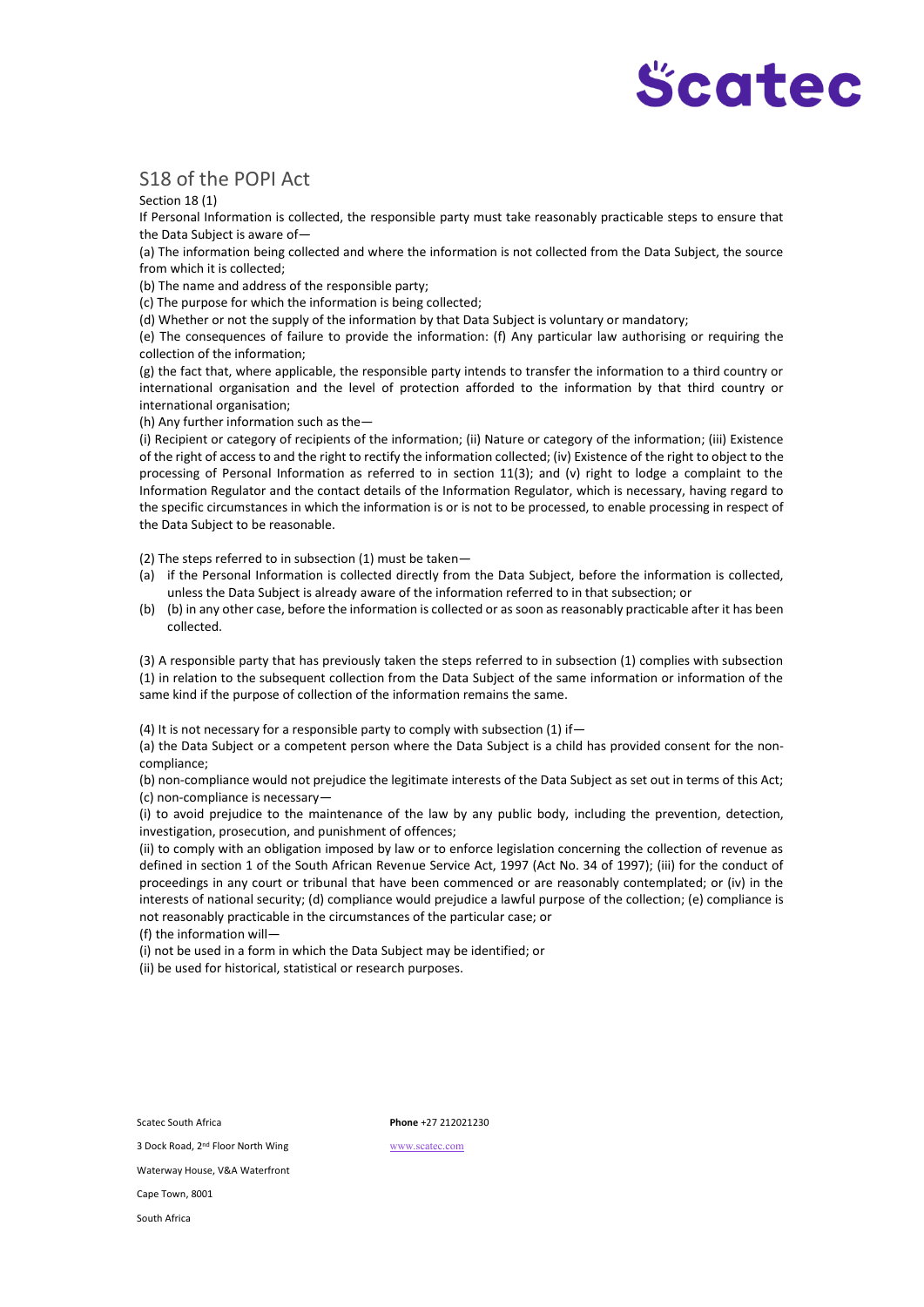## S18 of the POPI Act

Section 18 (1)

If Personal Information is collected, the responsible party must take reasonably practicable steps to ensure that the Data Subject is aware of—

(a) The information being collected and where the information is not collected from the Data Subject, the source from which it is collected;

(b) The name and address of the responsible party;

(c) The purpose for which the information is being collected;

(d) Whether or not the supply of the information by that Data Subject is voluntary or mandatory;

(e) The consequences of failure to provide the information: (f) Any particular law authorising or requiring the collection of the information;

(g) the fact that, where applicable, the responsible party intends to transfer the information to a third country or international organisation and the level of protection afforded to the information by that third country or international organisation;

(h) Any further information such as the—

(i) Recipient or category of recipients of the information; (ii) Nature or category of the information; (iii) Existence of the right of access to and the right to rectify the information collected; (iv) Existence of the right to object to the processing of Personal Information as referred to in section 11(3); and (v) right to lodge a complaint to the Information Regulator and the contact details of the Information Regulator, which is necessary, having regard to the specific circumstances in which the information is or is not to be processed, to enable processing in respect of the Data Subject to be reasonable.

(2) The steps referred to in subsection (1) must be taken—

(a) if the Personal Information is collected directly from the Data Subject, before the information is collected, unless the Data Subject is already aware of the information referred to in that subsection; or

(b) (b) in any other case, before the information is collected or as soon as reasonably practicable after it has been collected.

(3) A responsible party that has previously taken the steps referred to in subsection (1) complies with subsection (1) in relation to the subsequent collection from the Data Subject of the same information or information of the same kind if the purpose of collection of the information remains the same.

(4) It is not necessary for a responsible party to comply with subsection (1) if—

(a) the Data Subject or a competent person where the Data Subject is a child has provided consent for the non-compliance;

(b) non-compliance would not prejudice the legitimate interests of the Data Subject as set out in terms of this Act;

(c) non-compliance is necessary—

(i) to avoid prejudice to the maintenance of the law by any public body, including the prevention, detection, investigation, prosecution, and punishment of offences;

(ii) to comply with an obligation imposed by law or to enforce legislation concerning the collection of revenue as defined in section 1 of the South African Revenue Service Act, 1997 (Act No. 34 of 1997); (iii) for the conduct of proceedings in any court or tribunal that have been commenced or are reasonably contemplated; or (iv) in the interests of national security; (d) compliance would prejudice a lawful purpose of the collection; (e) compliance is not reasonably practicable in the circumstances of the particular case; or

(f) the information will—

(i) not be used in a form in which the Data Subject may be identified; or

(ii) be used for historical, statistical or research purposes.